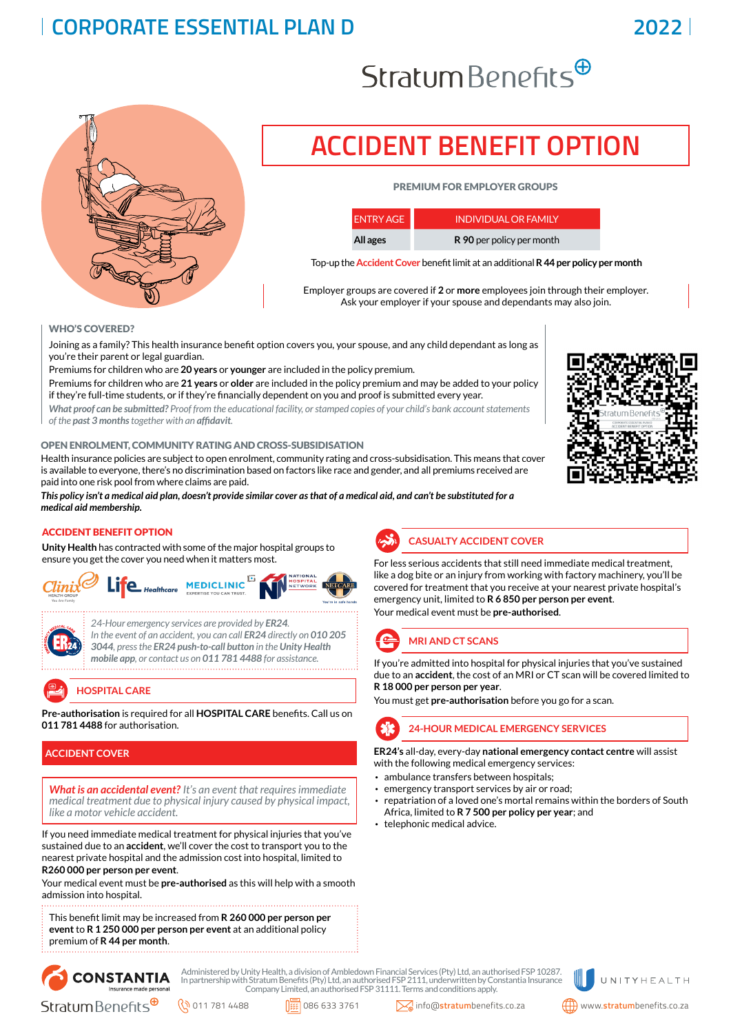# CORPORATE ESSENTIAL PLAN D

2022

StratumBenefits

# ACCIDENT BENEFIT OPTION

**PREMIUM FOR EMPLOYER GROUPS**

| ENTRY AGE | INDIVIDUAL OR FAMILY |
|---|---|
| **All ages** | **R 90** per policy per month |

Top-up the Accident Cover benefit limit at an additional **R 44 per policy per month**

Employer groups are covered if **2** or **more** employees join through their employer. Ask your employer if your spouse and dependants may also join.

### WHO'S COVERED?

Joining as a family? This health insurance benefit option covers you, your spouse, and any child dependant as long as you're their parent or legal guardian.

Premiums for children who are **20 years** or **younger** are included in the policy premium.

Premiums for children who are **21 years** or **older** are included in the policy premium and may be added to your policy if they're full-time students, or if they're financially dependent on you and proof is submitted every year.

*What proof can be submitted? Proof from the educational facility, or stamped copies of your child's bank account statements of the* ***past 3 months*** *together with an* ***affidavit****.*

### OPEN ENROLMENT, COMMUNITY RATING AND CROSS-SUBSIDISATION

Health insurance policies are subject to open enrolment, community rating and cross-subsidisation. This means that cover is available to everyone, there's no discrimination based on factors like race and gender, and all premiums received are paid into one risk pool from where claims are paid.

***This policy isn't a medical aid plan, doesn't provide similar cover as that of a medical aid, and can't be substituted for a medical aid membership.***

## ACCIDENT BENEFIT OPTION

**Unity Health** has contracted with some of the major hospital groups to ensure you get the cover you need when it matters most.

*24-Hour emergency services are provided by* ***ER24****. In the event of an accident, you can call* ***ER24*** *directly on* ***010 205 3044****, press the* ***ER24 push-to-call button*** *in the* ***Unity Health mobile app****, or contact us on* ***011 781 4488*** *for assistance.*

### HOSPITAL CARE

**Pre-authorisation** is required for all **HOSPITAL CARE** benefits. Call us on **011 781 4488** for authorisation.

### ACCIDENT COVER

***What is an accidental event?*** *It's an event that requires immediate medical treatment due to physical injury caused by physical impact, like a motor vehicle accident.*

If you need immediate medical treatment for physical injuries that you've sustained due to an **accident**, we'll cover the cost to transport you to the nearest private hospital and the admission cost into hospital, limited to **R260 000 per person per event**.

Your medical event must be **pre-authorised** as this will help with a smooth admission into hospital.

This benefit limit may be increased from **R 260 000 per person per event** to **R 1 250 000 per person per event** at an additional policy premium of **R 44 per month**.

### CASUALTY ACCIDENT COVER

For less serious accidents that still need immediate medical treatment, like a dog bite or an injury from working with factory machinery, you'll be covered for treatment that you receive at your nearest private hospital's emergency unit, limited to **R 6 850 per person per event**.

Your medical event must be **pre-authorised**.

### MRI AND CT SCANS

If you're admitted into hospital for physical injuries that you've sustained due to an **accident**, the cost of an MRI or CT scan will be covered limited to **R 18 000 per person per year**.

You must get **pre-authorisation** before you go for a scan.

### 24-HOUR MEDICAL EMERGENCY SERVICES

**ER24's** all-day, every-day **national emergency contact centre** will assist with the following medical emergency services:

- ambulance transfers between hospitals;
- emergency transport services by air or road;
- repatriation of a loved one's mortal remains within the borders of South Africa, limited to **R 7 500 per policy per year**; and
- telephonic medical advice.

Administered by Unity Health, a division of Ambledown Financial Services (Pty) Ltd, an authorised FSP 10287. In partnership with Stratum Benefits (Pty) Ltd, an authorised FSP 2111, underwritten by Constantia Insurance Company Limited, an authorised FSP 31111. Terms and conditions apply.

011 781 4488 | 086 633 3761 | info@stratumbenefits.co.za | www.stratumbenefits.co.za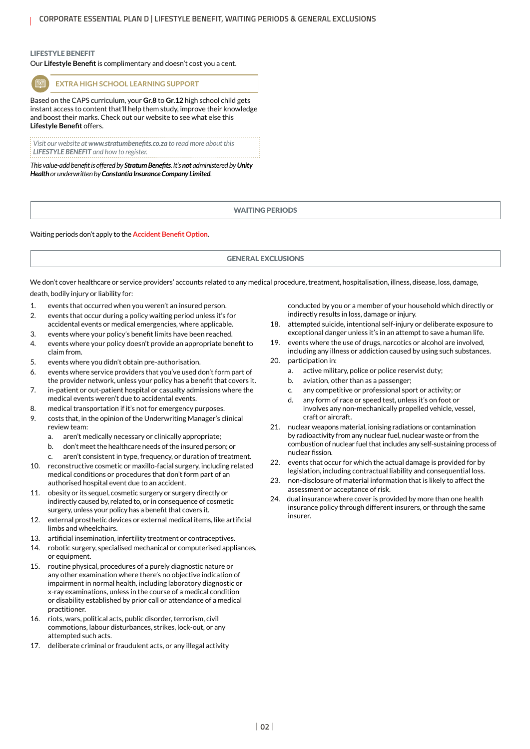## LIFESTYLE BENEFIT

Our **Lifestyle Benefit** is complimentary and doesn't cost you a cent.

### EXTRA HIGH SCHOOL LEARNING SUPPORT

Based on the CAPS curriculum, your **Gr.8** to **Gr.12** high school child gets instant access to content that'll help them study, improve their knowledge and boost their marks. Check out our website to see what else this **Lifestyle Benefit** offers.

*Visit our website at **www.stratumbenefits.co.za** to read more about this **LIFESTYLE BENEFIT** and how to register.*

*This value-add benefit is offered by **Stratum Benefits**. It's **not** administered by **Unity Health** or underwritten by **Constantia Insurance Company Limited**.*

## WAITING PERIODS

Waiting periods don't apply to the Accident Benefit Option.

## GENERAL EXCLUSIONS

We don't cover healthcare or service providers' accounts related to any medical procedure, treatment, hospitalisation, illness, disease, loss, damage, death, bodily injury or liability for:

1. events that occurred when you weren't an insured person.
2. events that occur during a policy waiting period unless it's for accidental events or medical emergencies, where applicable.
3. events where your policy's benefit limits have been reached.
4. events where your policy doesn't provide an appropriate benefit to claim from.
5. events where you didn't obtain pre-authorisation.
6. events where service providers that you've used don't form part of the provider network, unless your policy has a benefit that covers it.
7. in-patient or out-patient hospital or casualty admissions where the medical events weren't due to accidental events.
8. medical transportation if it's not for emergency purposes.
9. costs that, in the opinion of the Underwriting Manager's clinical review team:
    a. aren't medically necessary or clinically appropriate;
    b. don't meet the healthcare needs of the insured person; or
    c. aren't consistent in type, frequency, or duration of treatment.
10. reconstructive cosmetic or maxillo-facial surgery, including related medical conditions or procedures that don't form part of an authorised hospital event due to an accident.
11. obesity or its sequel, cosmetic surgery or surgery directly or indirectly caused by, related to, or in consequence of cosmetic surgery, unless your policy has a benefit that covers it.
12. external prosthetic devices or external medical items, like artificial limbs and wheelchairs.
13. artificial insemination, infertility treatment or contraceptives.
14. robotic surgery, specialised mechanical or computerised appliances, or equipment.
15. routine physical, procedures of a purely diagnostic nature or any other examination where there's no objective indication of impairment in normal health, including laboratory diagnostic or x-ray examinations, unless in the course of a medical condition or disability established by prior call or attendance of a medical practitioner.
16. riots, wars, political acts, public disorder, terrorism, civil commotions, labour disturbances, strikes, lock-out, or any attempted such acts.
17. deliberate criminal or fraudulent acts, or any illegal activity conducted by you or a member of your household which directly or indirectly results in loss, damage or injury.
18. attempted suicide, intentional self-injury or deliberate exposure to exceptional danger unless it's in an attempt to save a human life.
19. events where the use of drugs, narcotics or alcohol are involved, including any illness or addiction caused by using such substances.
20. participation in:
    a. active military, police or police reservist duty;
    b. aviation, other than as a passenger;
    c. any competitive or professional sport or activity; or
    d. any form of race or speed test, unless it's on foot or involves any non-mechanically propelled vehicle, vessel, craft or aircraft.
21. nuclear weapons material, ionising radiations or contamination by radioactivity from any nuclear fuel, nuclear waste or from the combustion of nuclear fuel that includes any self-sustaining process of nuclear fission.
22. events that occur for which the actual damage is provided for by legislation, including contractual liability and consequential loss.
23. non-disclosure of material information that is likely to affect the assessment or acceptance of risk.
24. dual insurance where cover is provided by more than one health insurance policy through different insurers, or through the same insurer.